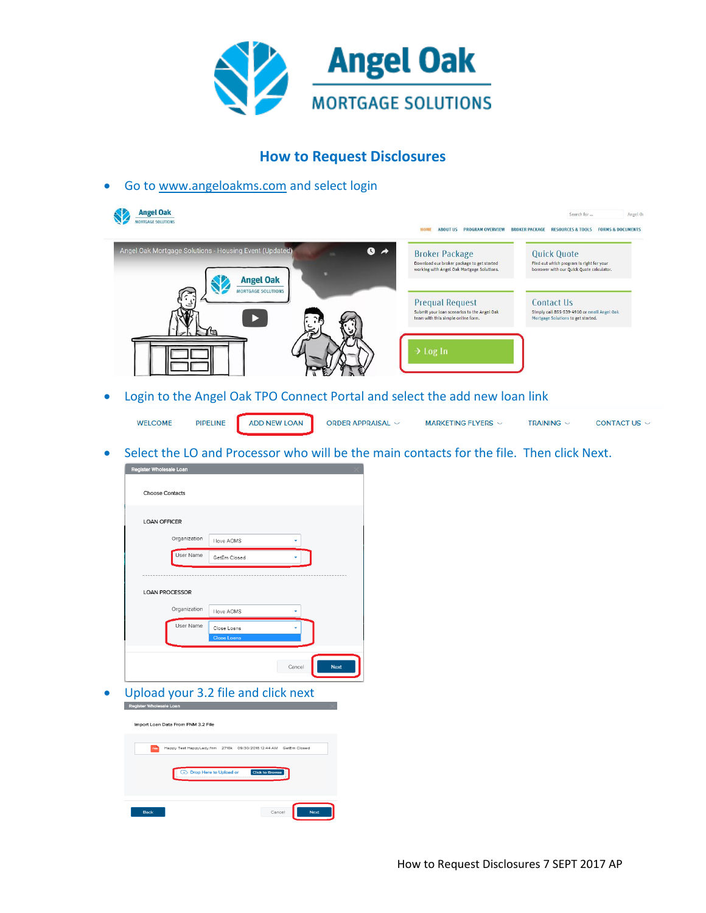# How to Request Disclosures

- Go to www.angeloakms.com and select login
- Login to the Angel Oak TPO Connect Portal and select the add new loan link
- Select the LO and Processor who will be the main contacts for the file. Then click Next.
- Upload your 3.2 file and click next

How to Request Disclosures 7 SEPT 2017 AP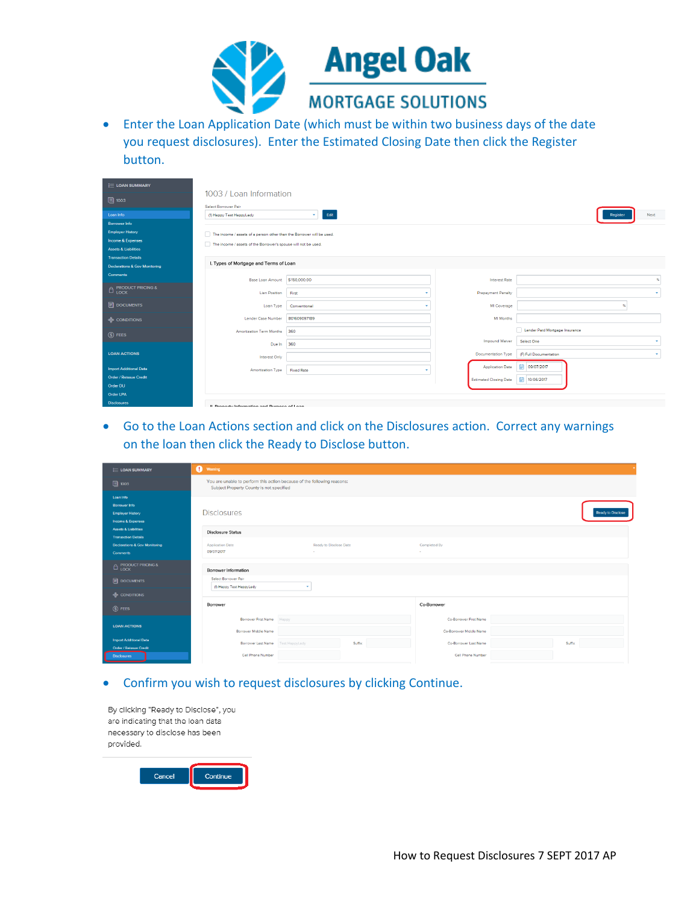- Enter the Loan Application Date (which must be within two business days of the date you request disclosures). Enter the Estimated Closing Date then click the Register button.

- Go to the Loan Actions section and click on the Disclosures action. Correct any warnings on the loan then click the Ready to Disclose button.

- Confirm you wish to request disclosures by clicking Continue.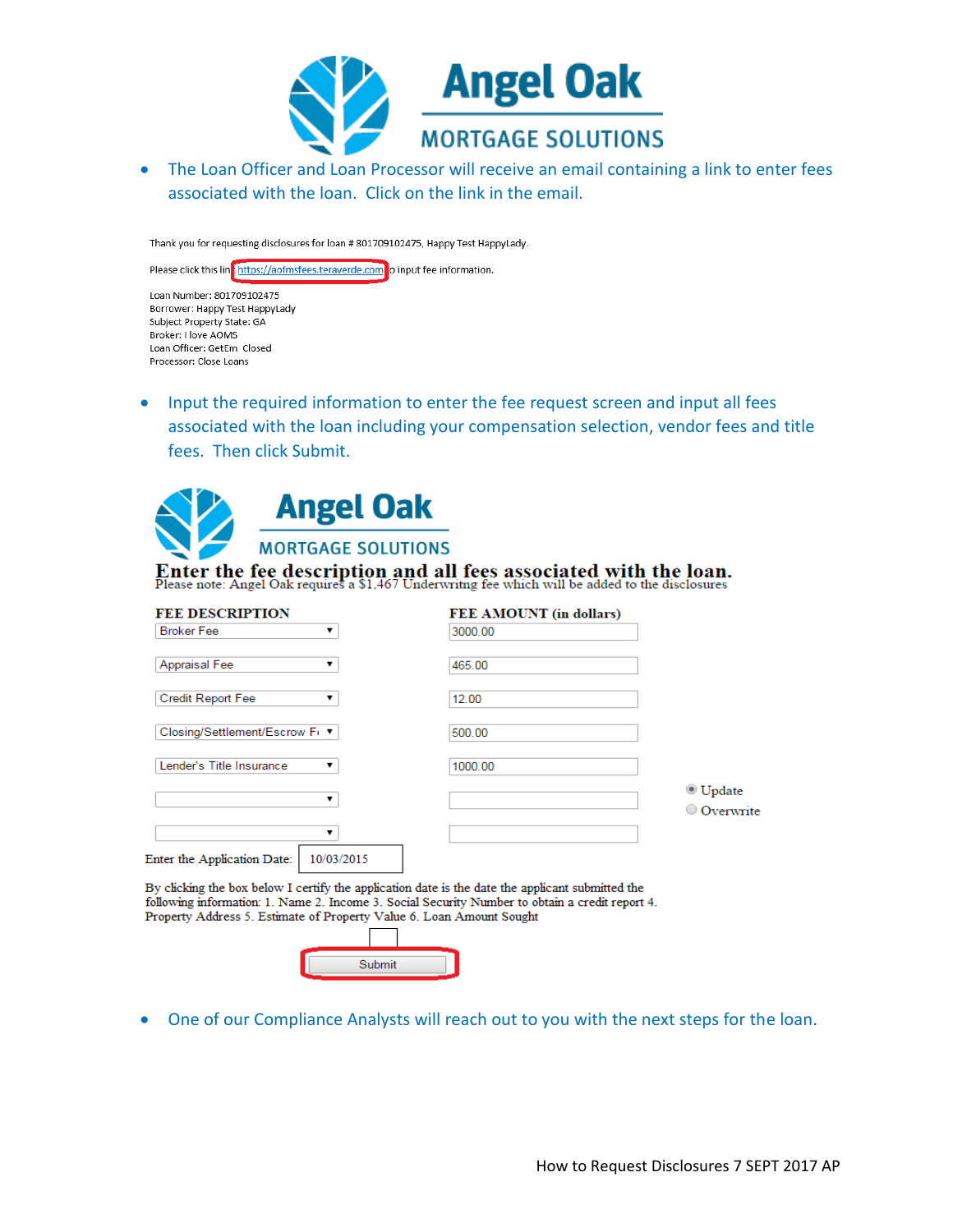**Angel Oak**

MORTGAGE SOLUTIONS

- The Loan Officer and Loan Processor will receive an email containing a link to enter fees associated with the loan. Click on the link in the email.

Thank you for requesting disclosures for loan # 801709102475, Happy Test HappyLady.

Please click this link https://aofmsfees.teraverde.com to input fee information.

Loan Number: 801709102475
Borrower: Happy Test HappyLady
Subject Property State: GA
Broker: I love AOMS
Loan Officer: GetEm Closed
Processor: Close Loans

- Input the required information to enter the fee request screen and input all fees associated with the loan including your compensation selection, vendor fees and title fees. Then click Submit.

**Angel Oak**

MORTGAGE SOLUTIONS

**Enter the fee description and all fees associated with the loan.**
Please note: Angel Oak requires a $1,467 Underwritng fee which will be added to the disclosures

| FEE DESCRIPTION | FEE AMOUNT (in dollars) |
|---|---|
| Broker Fee | 3000.00 |
| Appraisal Fee | 465.00 |
| Credit Report Fee | 12.00 |
| Closing/Settlement/Escrow F | 500.00 |
| Lender's Title Insurance | 1000.00 |
| | |
| | |

- Update
- Overwrite

Enter the Application Date: 10/03/2015

By clicking the box below I certify the application date is the date the applicant submitted the following information: 1. Name 2. Income 3. Social Security Number to obtain a credit report 4. Property Address 5. Estimate of Property Value 6. Loan Amount Sought

Submit

- One of our Compliance Analysts will reach out to you with the next steps for the loan.

How to Request Disclosures 7 SEPT 2017 AP